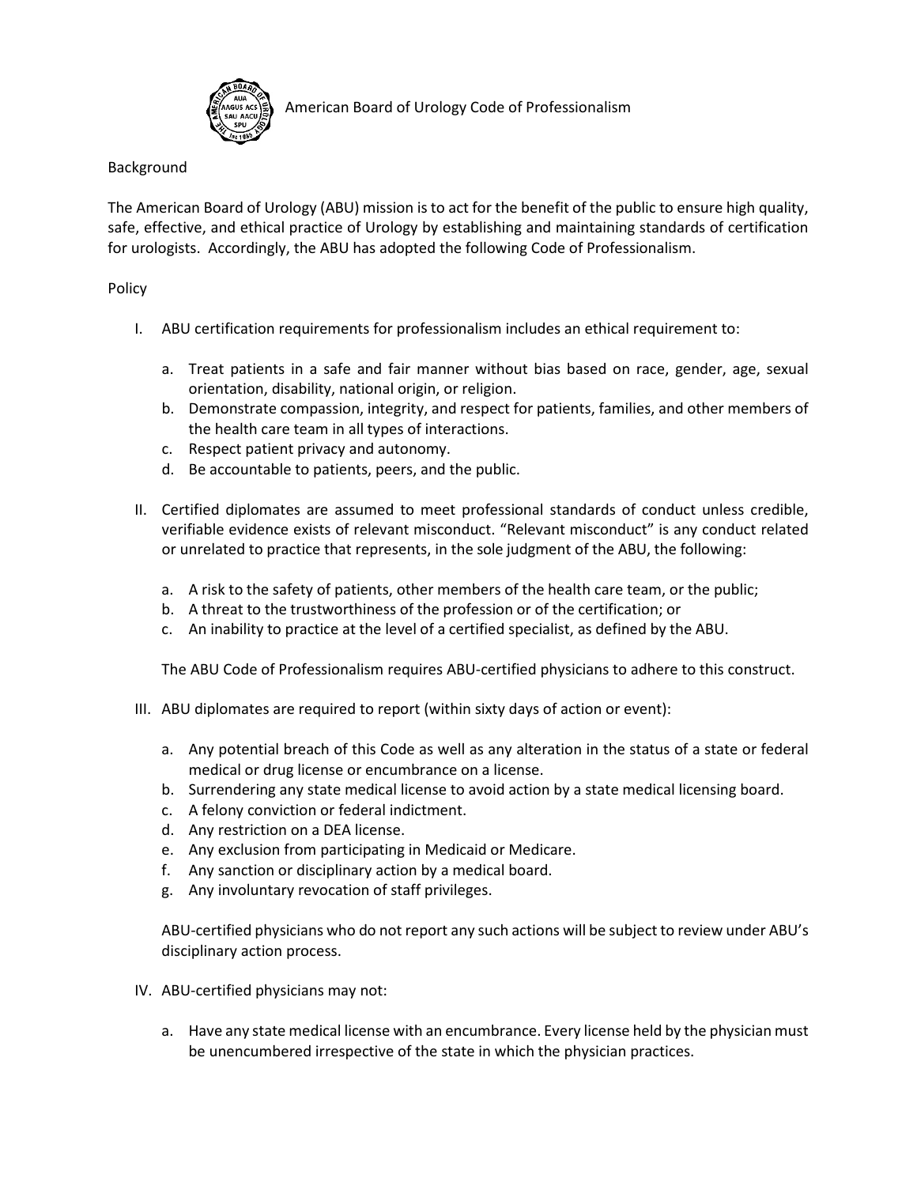# American Board of Urology Code of Professionalism

## Background

The American Board of Urology (ABU) mission is to act for the benefit of the public to ensure high quality, safe, effective, and ethical practice of Urology by establishing and maintaining standards of certification for urologists. Accordingly, the ABU has adopted the following Code of Professionalism.

## Policy

I. ABU certification requirements for professionalism includes an ethical requirement to:

   a. Treat patients in a safe and fair manner without bias based on race, gender, age, sexual orientation, disability, national origin, or religion.
   b. Demonstrate compassion, integrity, and respect for patients, families, and other members of the health care team in all types of interactions.
   c. Respect patient privacy and autonomy.
   d. Be accountable to patients, peers, and the public.

II. Certified diplomates are assumed to meet professional standards of conduct unless credible, verifiable evidence exists of relevant misconduct. "Relevant misconduct" is any conduct related or unrelated to practice that represents, in the sole judgment of the ABU, the following:

   a. A risk to the safety of patients, other members of the health care team, or the public;
   b. A threat to the trustworthiness of the profession or of the certification; or
   c. An inability to practice at the level of a certified specialist, as defined by the ABU.

   The ABU Code of Professionalism requires ABU-certified physicians to adhere to this construct.

III. ABU diplomates are required to report (within sixty days of action or event):

   a. Any potential breach of this Code as well as any alteration in the status of a state or federal medical or drug license or encumbrance on a license.
   b. Surrendering any state medical license to avoid action by a state medical licensing board.
   c. A felony conviction or federal indictment.
   d. Any restriction on a DEA license.
   e. Any exclusion from participating in Medicaid or Medicare.
   f. Any sanction or disciplinary action by a medical board.
   g. Any involuntary revocation of staff privileges.

   ABU-certified physicians who do not report any such actions will be subject to review under ABU's disciplinary action process.

IV. ABU-certified physicians may not:

   a. Have any state medical license with an encumbrance. Every license held by the physician must be unencumbered irrespective of the state in which the physician practices.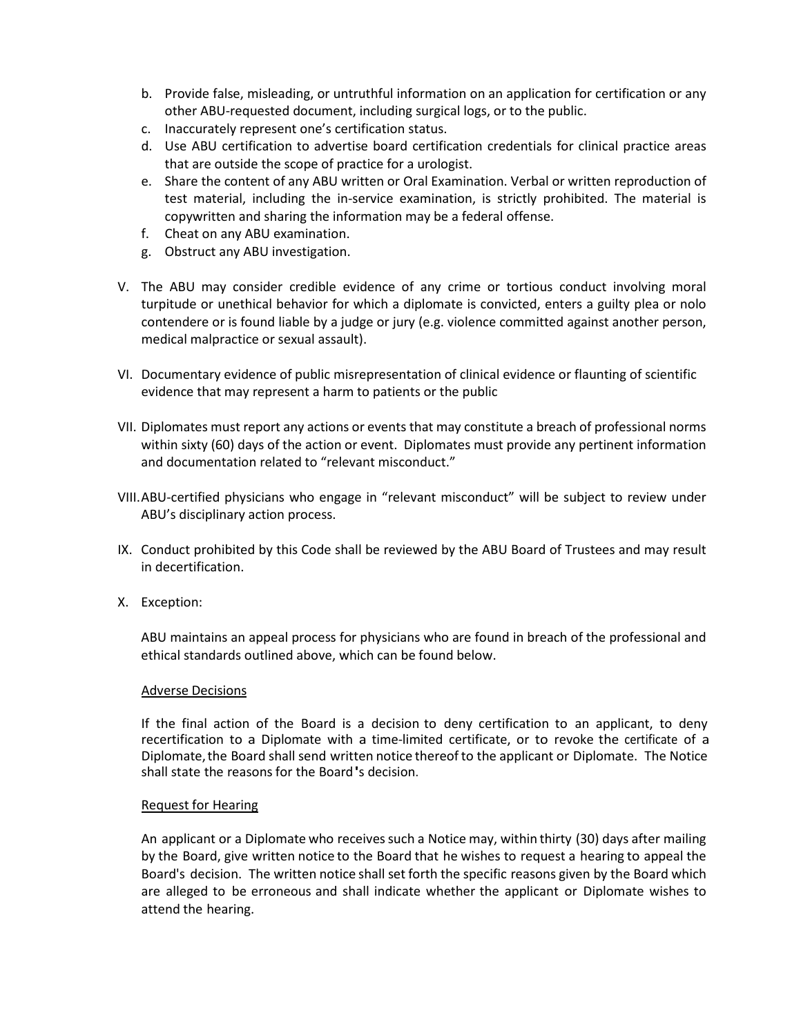b. Provide false, misleading, or untruthful information on an application for certification or any other ABU-requested document, including surgical logs, or to the public.
c. Inaccurately represent one's certification status.
d. Use ABU certification to advertise board certification credentials for clinical practice areas that are outside the scope of practice for a urologist.
e. Share the content of any ABU written or Oral Examination. Verbal or written reproduction of test material, including the in-service examination, is strictly prohibited. The material is copywritten and sharing the information may be a federal offense.
f. Cheat on any ABU examination.
g. Obstruct any ABU investigation.

V. The ABU may consider credible evidence of any crime or tortious conduct involving moral turpitude or unethical behavior for which a diplomate is convicted, enters a guilty plea or nolo contendere or is found liable by a judge or jury (e.g. violence committed against another person, medical malpractice or sexual assault).

VI. Documentary evidence of public misrepresentation of clinical evidence or flaunting of scientific evidence that may represent a harm to patients or the public

VII. Diplomates must report any actions or events that may constitute a breach of professional norms within sixty (60) days of the action or event. Diplomates must provide any pertinent information and documentation related to "relevant misconduct."

VIII. ABU-certified physicians who engage in "relevant misconduct" will be subject to review under ABU's disciplinary action process.

IX. Conduct prohibited by this Code shall be reviewed by the ABU Board of Trustees and may result in decertification.

X. Exception:

ABU maintains an appeal process for physicians who are found in breach of the professional and ethical standards outlined above, which can be found below.

<u>Adverse Decisions</u>

If the final action of the Board is a decision to deny certification to an applicant, to deny recertification to a Diplomate with a time-limited certificate, or to revoke the certificate of a Diplomate, the Board shall send written notice thereof to the applicant or Diplomate. The Notice shall state the reasons for the Board's decision.

<u>Request for Hearing</u>

An applicant or a Diplomate who receives such a Notice may, within thirty (30) days after mailing by the Board, give written notice to the Board that he wishes to request a hearing to appeal the Board's decision. The written notice shall set forth the specific reasons given by the Board which are alleged to be erroneous and shall indicate whether the applicant or Diplomate wishes to attend the hearing.